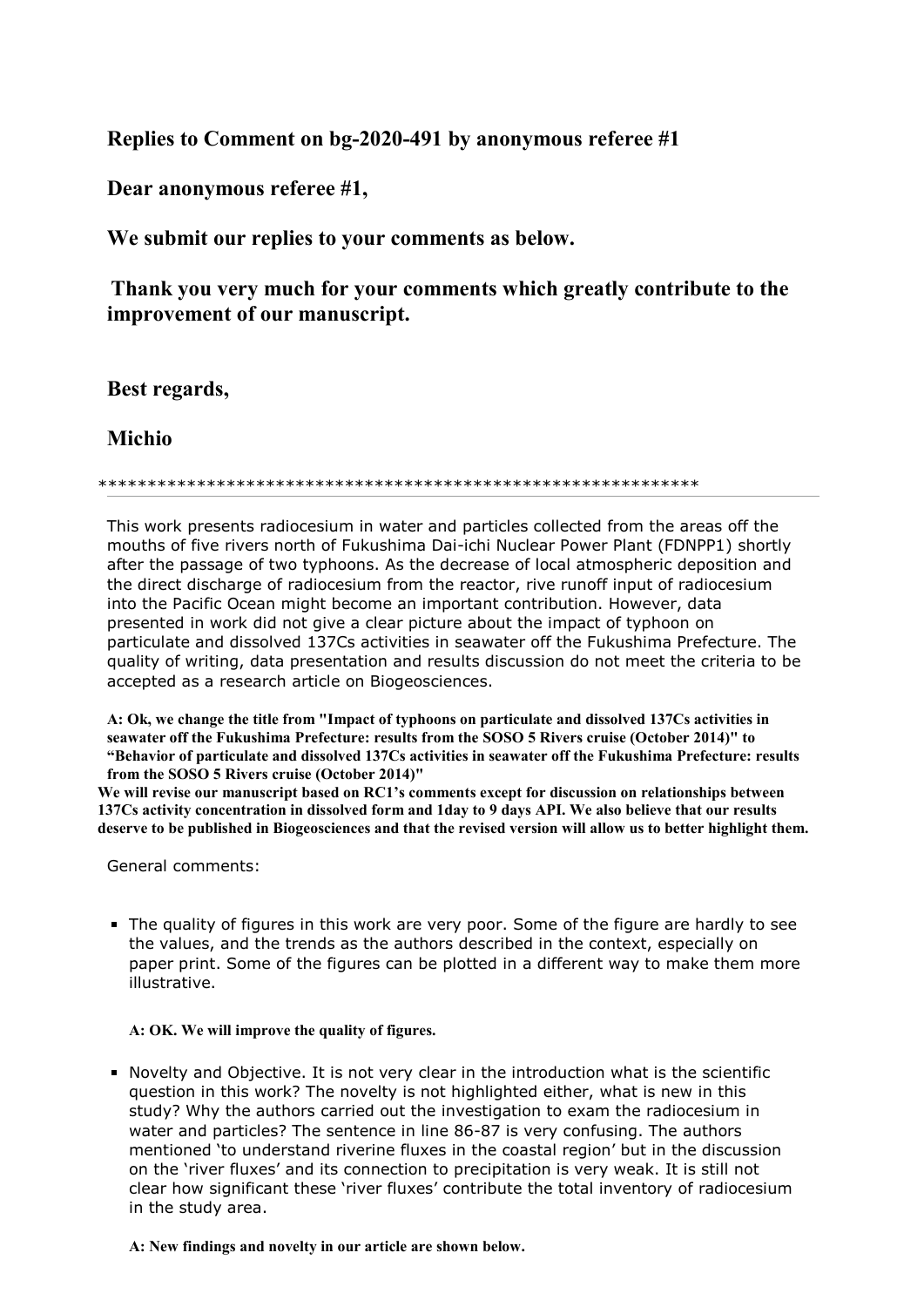**Replies to Comment on bg-2020-491 by anonymous referee #1**

**Dear anonymous referee #1,**

**We submit our replies to your comments as below.**

**Thank you very much for your comments which greatly contribute to the improvement of our manuscript.**

**Best regards,**

**Michio**

*************************************************************

---

This work presents radiocesium in water and particles collected from the areas off the mouths of five rivers north of Fukushima Dai-ichi Nuclear Power Plant (FDNPP1) shortly after the passage of two typhoons. As the decrease of local atmospheric deposition and the direct discharge of radiocesium from the reactor, rive runoff input of radiocesium into the Pacific Ocean might become an important contribution. However, data presented in work did not give a clear picture about the impact of typhoon on particulate and dissolved 137Cs activities in seawater off the Fukushima Prefecture. The quality of writing, data presentation and results discussion do not meet the criteria to be accepted as a research article on Biogeosciences.

**A: Ok, we change the title from "Impact of typhoons on particulate and dissolved 137Cs activities in seawater off the Fukushima Prefecture: results from the SOSO 5 Rivers cruise (October 2014)" to "Behavior of particulate and dissolved 137Cs activities in seawater off the Fukushima Prefecture: results from the SOSO 5 Rivers cruise (October 2014)"**

**We will revise our manuscript based on RC1's comments except for discussion on relationships between 137Cs activity concentration in dissolved form and 1day to 9 days API. We also believe that our results deserve to be published in Biogeosciences and that the revised version will allow us to better highlight them.**

General comments:

- The quality of figures in this work are very poor. Some of the figure are hardly to see the values, and the trends as the authors described in the context, especially on paper print. Some of the figures can be plotted in a different way to make them more illustrative.

  **A: OK. We will improve the quality of figures.**

- Novelty and Objective. It is not very clear in the introduction what is the scientific question in this work? The novelty is not highlighted either, what is new in this study? Why the authors carried out the investigation to exam the radiocesium in water and particles? The sentence in line 86-87 is very confusing. The authors mentioned 'to understand riverine fluxes in the coastal region' but in the discussion on the 'river fluxes' and its connection to precipitation is very weak. It is still not clear how significant these 'river fluxes' contribute the total inventory of radiocesium in the study area.

  **A: New findings and novelty in our article are shown below.**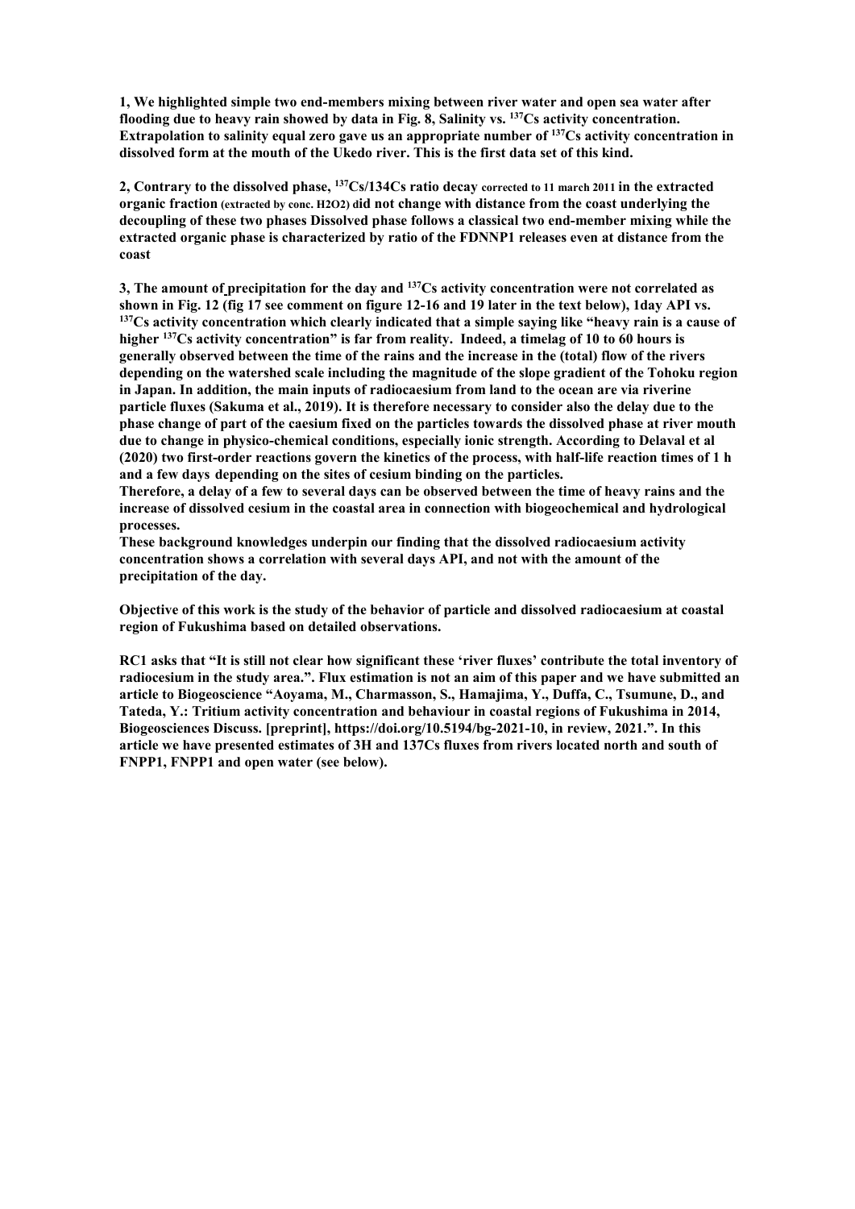**1, We highlighted simple two end-members mixing between river water and open sea water after flooding due to heavy rain showed by data in Fig. 8, Salinity vs. $^{137}$Cs activity concentration. Extrapolation to salinity equal zero gave us an appropriate number of $^{137}$Cs activity concentration in dissolved form at the mouth of the Ukedo river. This is the first data set of this kind.**

**2, Contrary to the dissolved phase, $^{137}$Cs/134Cs ratio decay corrected to 11 march 2011 in the extracted organic fraction (extracted by conc. H2O2) did not change with distance from the coast underlying the decoupling of these two phases Dissolved phase follows a classical two end-member mixing while the extracted organic phase is characterized by ratio of the FDNNP1 releases even at distance from the coast**

**3, The amount of precipitation for the day and $^{137}$Cs activity concentration were not correlated as shown in Fig. 12 (fig 17 see comment on figure 12-16 and 19 later in the text below), 1day API vs. $^{137}$Cs activity concentration which clearly indicated that a simple saying like "heavy rain is a cause of higher $^{137}$Cs activity concentration" is far from reality. Indeed, a timelag of 10 to 60 hours is generally observed between the time of the rains and the increase in the (total) flow of the rivers depending on the watershed scale including the magnitude of the slope gradient of the Tohoku region in Japan. In addition, the main inputs of radiocaesium from land to the ocean are via riverine particle fluxes (Sakuma et al., 2019). It is therefore necessary to consider also the delay due to the phase change of part of the caesium fixed on the particles towards the dissolved phase at river mouth due to change in physico-chemical conditions, especially ionic strength. According to Delaval et al (2020) two first-order reactions govern the kinetics of the process, with half-life reaction times of 1 h and a few days depending on the sites of cesium binding on the particles.**

**Therefore, a delay of a few to several days can be observed between the time of heavy rains and the increase of dissolved cesium in the coastal area in connection with biogeochemical and hydrological processes.**

**These background knowledges underpin our finding that the dissolved radiocaesium activity concentration shows a correlation with several days API, and not with the amount of the precipitation of the day.**

**Objective of this work is the study of the behavior of particle and dissolved radiocaesium at coastal region of Fukushima based on detailed observations.**

**RC1 asks that "It is still not clear how significant these 'river fluxes' contribute the total inventory of radiocesium in the study area.". Flux estimation is not an aim of this paper and we have submitted an article to Biogeoscience "Aoyama, M., Charmasson, S., Hamajima, Y., Duffa, C., Tsumune, D., and Tateda, Y.: Tritium activity concentration and behaviour in coastal regions of Fukushima in 2014, Biogeosciences Discuss. [preprint], https://doi.org/10.5194/bg-2021-10, in review, 2021.". In this article we have presented estimates of 3H and 137Cs fluxes from rivers located north and south of FNPP1, FNPP1 and open water (see below).**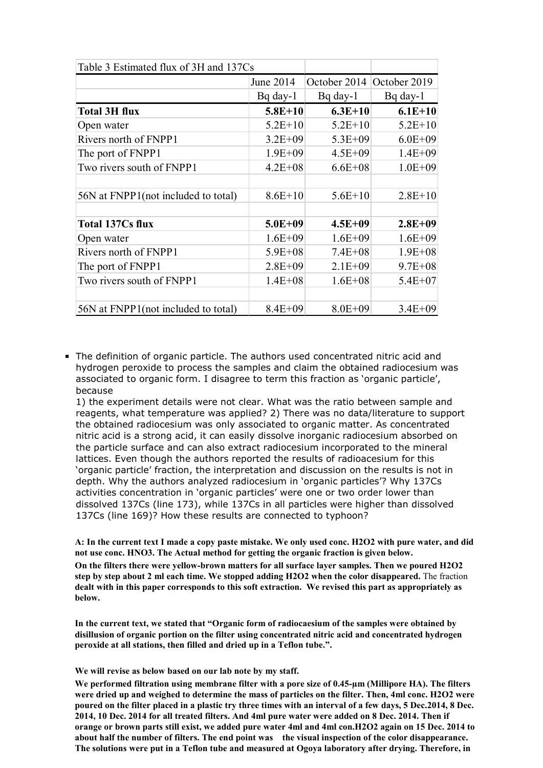| Table 3 Estimated flux of 3H and 137Cs | | | |
|---|---|---|---|
| | June 2014 | October 2014 | October 2019 |
| | Bq day-1 | Bq day-1 | Bq day-1 |
| **Total 3H flux** | **5.8E+10** | **6.3E+10** | **6.1E+10** |
| Open water | 5.2E+10 | 5.2E+10 | 5.2E+10 |
| Rivers north of FNPP1 | 3.2E+09 | 5.3E+09 | 6.0E+09 |
| The port of FNPP1 | 1.9E+09 | 4.5E+09 | 1.4E+09 |
| Two rivers south of FNPP1 | 4.2E+08 | 6.6E+08 | 1.0E+09 |
| | | | |
| 56N at FNPP1(not included to total) | 8.6E+10 | 5.6E+10 | 2.8E+10 |
| | | | |
| **Total 137Cs flux** | **5.0E+09** | **4.5E+09** | **2.8E+09** |
| Open water | 1.6E+09 | 1.6E+09 | 1.6E+09 |
| Rivers north of FNPP1 | 5.9E+08 | 7.4E+08 | 1.9E+08 |
| The port of FNPP1 | 2.8E+09 | 2.1E+09 | 9.7E+08 |
| Two rivers south of FNPP1 | 1.4E+08 | 1.6E+08 | 5.4E+07 |
| | | | |
| 56N at FNPP1(not included to total) | 8.4E+09 | 8.0E+09 | 3.4E+09 |

- The definition of organic particle. The authors used concentrated nitric acid and hydrogen peroxide to process the samples and claim the obtained radiocesium was associated to organic form. I disagree to term this fraction as 'organic particle', because
  1) the experiment details were not clear. What was the ratio between sample and reagents, what temperature was applied? 2) There was no data/literature to support the obtained radiocesium was only associated to organic matter. As concentrated nitric acid is a strong acid, it can easily dissolve inorganic radiocesium absorbed on the particle surface and can also extract radiocesium incorporated to the mineral lattices. Even though the authors reported the results of radioacesium for this 'organic particle' fraction, the interpretation and discussion on the results is not in depth. Why the authors analyzed radiocesium in 'organic particles'? Why 137Cs activities concentration in 'organic particles' were one or two order lower than dissolved 137Cs (line 173), while 137Cs in all particles were higher than dissolved 137Cs (line 169)? How these results are connected to typhoon?

**A: In the current text I made a copy paste mistake. We only used conc. $H_2O_2$ with pure water, and did not use conc. $HNO_3$. The Actual method for getting the organic fraction is given below.**

**On the filters there were yellow-brown matters for all surface layer samples. Then we poured $H_2O_2$ step by step about 2 ml each time. We stopped adding $H_2O_2$ when the color disappeared.** The fraction **dealt with in this paper corresponds to this soft extraction. We revised this part as appropriately as below.**

**In the current text, we stated that "Organic form of radiocaesium of the samples were obtained by disillusion of organic portion on the filter using concentrated nitric acid and concentrated hydrogen peroxide at all stations, then filled and dried up in a Teflon tube.".**

**We will revise as below based on our lab note by my staff.**

**We performed filtration using membrane filter with a pore size of 0.45-μm (Millipore HA). The filters were dried up and weighed to determine the mass of particles on the filter. Then, 4ml conc. $H_2O_2$ were poured on the filter placed in a plastic try three times with an interval of a few days, 5 Dec.2014, 8 Dec. 2014, 10 Dec. 2014 for all treated filters. And 4ml pure water were added on 8 Dec. 2014. Then if orange or brown parts still exist, we added pure water 4ml and 4ml con.$H_2O_2$ again on 15 Dec. 2014 to about half the number of filters. The end point was the visual inspection of the color disappearance. The solutions were put in a Teflon tube and measured at Ogoya laboratory after drying. Therefore, in**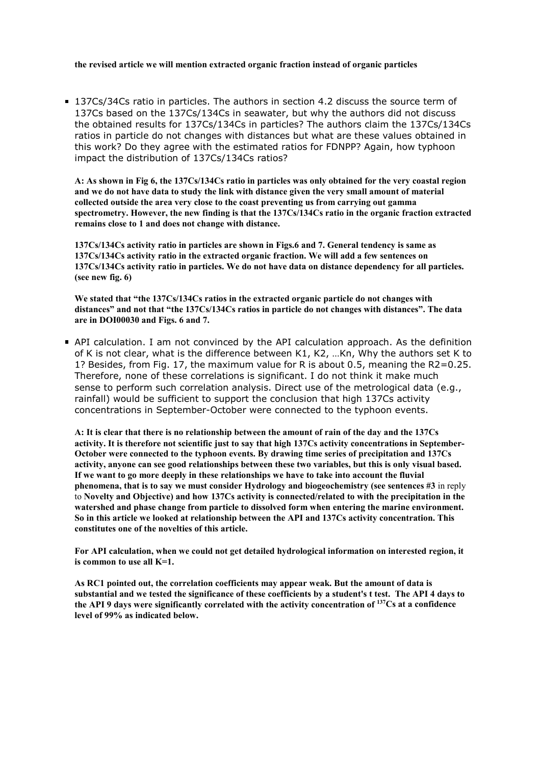**the revised article we will mention extracted organic fraction instead of organic particles**

- 137Cs/34Cs ratio in particles. The authors in section 4.2 discuss the source term of 137Cs based on the 137Cs/134Cs in seawater, but why the authors did not discuss the obtained results for 137Cs/134Cs in particles? The authors claim the 137Cs/134Cs ratios in particle do not changes with distances but what are these values obtained in this work? Do they agree with the estimated ratios for FDNPP? Again, how typhoon impact the distribution of 137Cs/134Cs ratios?

  **A: As shown in Fig 6, the 137Cs/134Cs ratio in particles was only obtained for the very coastal region and we do not have data to study the link with distance given the very small amount of material collected outside the area very close to the coast preventing us from carrying out gamma spectrometry. However, the new finding is that the 137Cs/134Cs ratio in the organic fraction extracted remains close to 1 and does not change with distance.**

  **137Cs/134Cs activity ratio in particles are shown in Figs.6 and 7. General tendency is same as 137Cs/134Cs activity ratio in the extracted organic fraction. We will add a few sentences on 137Cs/134Cs activity ratio in particles. We do not have data on distance dependency for all particles. (see new fig. 6)**

  **We stated that "the 137Cs/134Cs ratios in the extracted organic particle do not changes with distances" and not that "the 137Cs/134Cs ratios in particle do not changes with distances". The data are in DOI00030 and Figs. 6 and 7.**

- API calculation. I am not convinced by the API calculation approach. As the definition of K is not clear, what is the difference between K1, K2, …Kn, Why the authors set K to 1? Besides, from Fig. 17, the maximum value for R is about 0.5, meaning the R2=0.25. Therefore, none of these correlations is significant. I do not think it make much sense to perform such correlation analysis. Direct use of the metrological data (e.g., rainfall) would be sufficient to support the conclusion that high 137Cs activity concentrations in September-October were connected to the typhoon events.

  **A: It is clear that there is no relationship between the amount of rain of the day and the 137Cs activity. It is therefore not scientific just to say that high 137Cs activity concentrations in September-October were connected to the typhoon events. By drawing time series of precipitation and 137Cs activity, anyone can see good relationships between these two variables, but this is only visual based. If we want to go more deeply in these relationships we have to take into account the fluvial phenomena, that is to say we must consider Hydrology and biogeochemistry (see sentences #3** in reply to **Novelty and Objective) and how 137Cs activity is connected/related to with the precipitation in the watershed and phase change from particle to dissolved form when entering the marine environment. So in this article we looked at relationship between the API and 137Cs activity concentration. This constitutes one of the novelties of this article.**

  **For API calculation, when we could not get detailed hydrological information on interested region, it is common to use all K=1.**

  **As RC1 pointed out, the correlation coefficients may appear weak. But the amount of data is substantial and we tested the significance of these coefficients by a student's t test. The API 4 days to the API 9 days were significantly correlated with the activity concentration of $^{137}$Cs at a confidence level of 99% as indicated below.**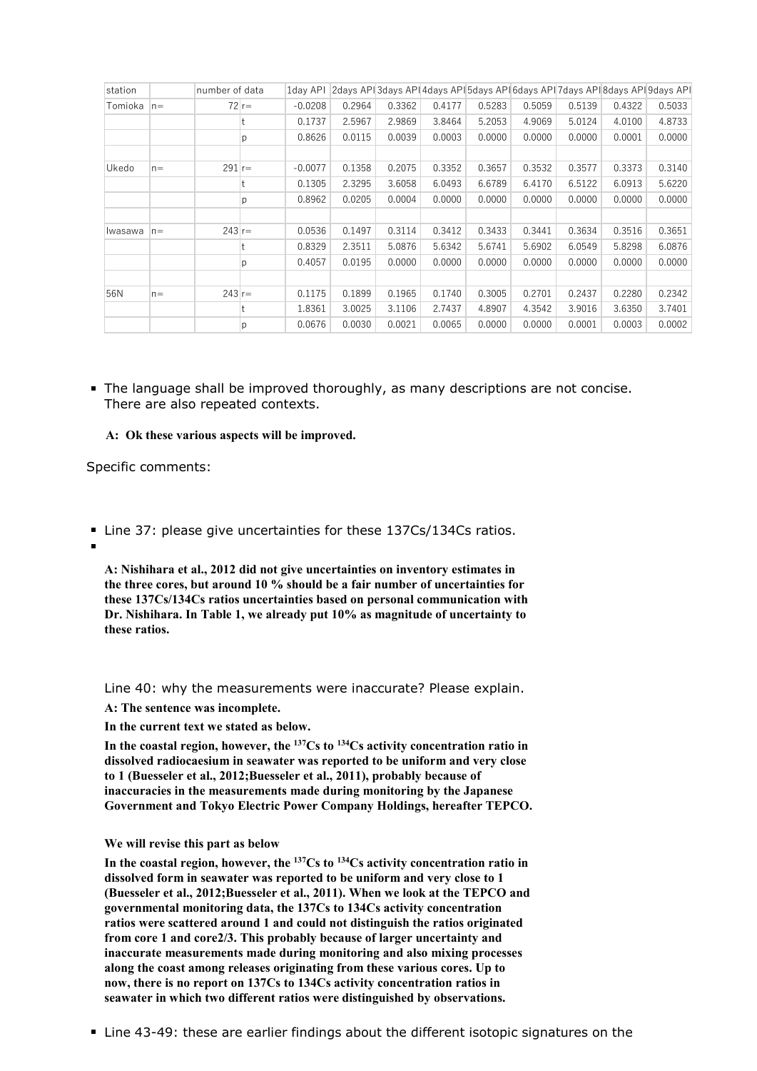| station | | number of data | | 1day API | 2days API | 3days API | 4days API | 5days API | 6days API | 7days API | 8days API | 9days API |
|---|---|---|---|---|---|---|---|---|---|---|---|---|
| Tomioka | n= | 72 | r= | -0.0208 | 0.2964 | 0.3362 | 0.4177 | 0.5283 | 0.5059 | 0.5139 | 0.4322 | 0.5033 |
| | | | t | 0.1737 | 2.5967 | 2.9869 | 3.8464 | 5.2053 | 4.9069 | 5.0124 | 4.0100 | 4.8733 |
| | | | p | 0.8626 | 0.0115 | 0.0039 | 0.0003 | 0.0000 | 0.0000 | 0.0000 | 0.0001 | 0.0000 |
| | | | | | | | | | | | | |
| Ukedo | n= | 291 | r= | -0.0077 | 0.1358 | 0.2075 | 0.3352 | 0.3657 | 0.3532 | 0.3577 | 0.3373 | 0.3140 |
| | | | t | 0.1305 | 2.3295 | 3.6058 | 6.0493 | 6.6789 | 6.4170 | 6.5122 | 6.0913 | 5.6220 |
| | | | p | 0.8962 | 0.0205 | 0.0004 | 0.0000 | 0.0000 | 0.0000 | 0.0000 | 0.0000 | 0.0000 |
| | | | | | | | | | | | | |
| Iwasawa | n= | 243 | r= | 0.0536 | 0.1497 | 0.3114 | 0.3412 | 0.3433 | 0.3441 | 0.3634 | 0.3516 | 0.3651 |
| | | | t | 0.8329 | 2.3511 | 5.0876 | 5.6342 | 5.6741 | 5.6902 | 6.0549 | 5.8298 | 6.0876 |
| | | | p | 0.4057 | 0.0195 | 0.0000 | 0.0000 | 0.0000 | 0.0000 | 0.0000 | 0.0000 | 0.0000 |
| | | | | | | | | | | | | |
| 56N | n= | 243 | r= | 0.1175 | 0.1899 | 0.1965 | 0.1740 | 0.3005 | 0.2701 | 0.2437 | 0.2280 | 0.2342 |
| | | | t | 1.8361 | 3.0025 | 3.1106 | 2.7437 | 4.8907 | 4.3542 | 3.9016 | 3.6350 | 3.7401 |
| | | | p | 0.0676 | 0.0030 | 0.0021 | 0.0065 | 0.0000 | 0.0000 | 0.0001 | 0.0003 | 0.0002 |

- The language shall be improved thoroughly, as many descriptions are not concise. There are also repeated contexts.

**A: Ok these various aspects will be improved.**

Specific comments:

- Line 37: please give uncertainties for these 137Cs/134Cs ratios.
-

**A: Nishihara et al., 2012 did not give uncertainties on inventory estimates in the three cores, but around 10 % should be a fair number of uncertainties for these 137Cs/134Cs ratios uncertainties based on personal communication with Dr. Nishihara. In Table 1, we already put 10% as magnitude of uncertainty to these ratios.**

Line 40: why the measurements were inaccurate? Please explain.

**A: The sentence was incomplete.**

**In the current text we stated as below.**

**In the coastal region, however, the $^{137}$Cs to $^{134}$Cs activity concentration ratio in dissolved radiocaesium in seawater was reported to be uniform and very close to 1 (Buesseler et al., 2012;Buesseler et al., 2011), probably because of inaccuracies in the measurements made during monitoring by the Japanese Government and Tokyo Electric Power Company Holdings, hereafter TEPCO.**

**We will revise this part as below**

**In the coastal region, however, the $^{137}$Cs to $^{134}$Cs activity concentration ratio in dissolved form in seawater was reported to be uniform and very close to 1 (Buesseler et al., 2012;Buesseler et al., 2011). When we look at the TEPCO and governmental monitoring data, the 137Cs to 134Cs activity concentration ratios were scattered around 1 and could not distinguish the ratios originated from core 1 and core2/3. This probably because of larger uncertainty and inaccurate measurements made during monitoring and also mixing processes along the coast among releases originating from these various cores. Up to now, there is no report on 137Cs to 134Cs activity concentration ratios in seawater in which two different ratios were distinguished by observations.**

- Line 43-49: these are earlier findings about the different isotopic signatures on the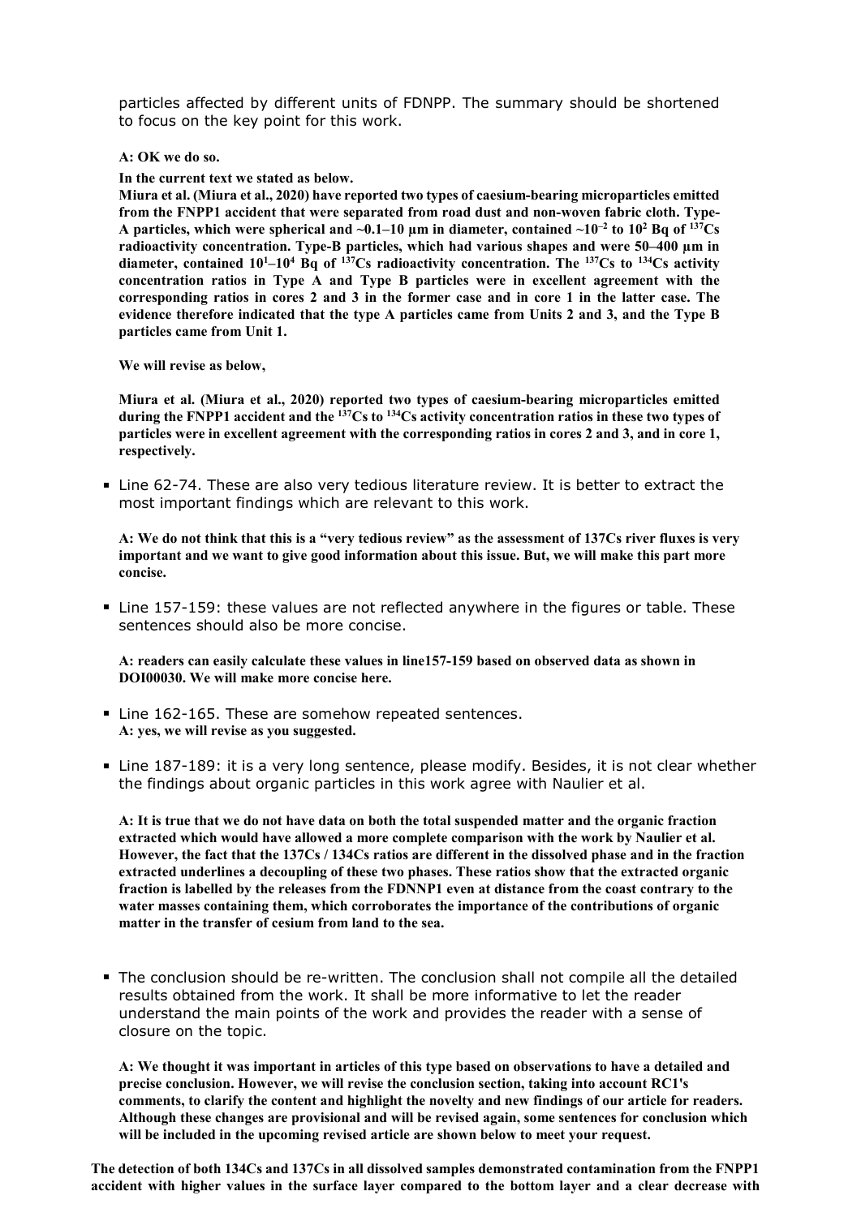particles affected by different units of FDNPP. The summary should be shortened to focus on the key point for this work.

**A: OK we do so.**

**In the current text we stated as below.**

**Miura et al. (Miura et al., 2020) have reported two types of caesium-bearing microparticles emitted from the FNPP1 accident that were separated from road dust and non-woven fabric cloth. Type-A particles, which were spherical and ~0.1–10 µm in diameter, contained ~$10^{-2}$ to $10^{2}$ Bq of $^{137}$Cs radioactivity concentration. Type-B particles, which had various shapes and were 50–400 µm in diameter, contained $10^{1}$–$10^{4}$ Bq of $^{137}$Cs radioactivity concentration. The $^{137}$Cs to $^{134}$Cs activity concentration ratios in Type A and Type B particles were in excellent agreement with the corresponding ratios in cores 2 and 3 in the former case and in core 1 in the latter case. The evidence therefore indicated that the type A particles came from Units 2 and 3, and the Type B particles came from Unit 1.**

**We will revise as below,**

**Miura et al. (Miura et al., 2020) reported two types of caesium-bearing microparticles emitted during the FNPP1 accident and the $^{137}$Cs to $^{134}$Cs activity concentration ratios in these two types of particles were in excellent agreement with the corresponding ratios in cores 2 and 3, and in core 1, respectively.**

- Line 62-74. These are also very tedious literature review. It is better to extract the most important findings which are relevant to this work.

**A: We do not think that this is a "very tedious review" as the assessment of 137Cs river fluxes is very important and we want to give good information about this issue. But, we will make this part more concise.**

- Line 157-159: these values are not reflected anywhere in the figures or table. These sentences should also be more concise.

**A: readers can easily calculate these values in line157-159 based on observed data as shown in DOI00030. We will make more concise here.**

- Line 162-165. These are somehow repeated sentences.
**A: yes, we will revise as you suggested.**

- Line 187-189: it is a very long sentence, please modify. Besides, it is not clear whether the findings about organic particles in this work agree with Naulier et al.

**A: It is true that we do not have data on both the total suspended matter and the organic fraction extracted which would have allowed a more complete comparison with the work by Naulier et al. However, the fact that the 137Cs / 134Cs ratios are different in the dissolved phase and in the fraction extracted underlines a decoupling of these two phases. These ratios show that the extracted organic fraction is labelled by the releases from the FDNNP1 even at distance from the coast contrary to the water masses containing them, which corroborates the importance of the contributions of organic matter in the transfer of cesium from land to the sea.**

- The conclusion should be re-written. The conclusion shall not compile all the detailed results obtained from the work. It shall be more informative to let the reader understand the main points of the work and provides the reader with a sense of closure on the topic.

**A: We thought it was important in articles of this type based on observations to have a detailed and precise conclusion. However, we will revise the conclusion section, taking into account RC1's comments, to clarify the content and highlight the novelty and new findings of our article for readers. Although these changes are provisional and will be revised again, some sentences for conclusion which will be included in the upcoming revised article are shown below to meet your request.**

**The detection of both 134Cs and 137Cs in all dissolved samples demonstrated contamination from the FNPP1 accident with higher values in the surface layer compared to the bottom layer and a clear decrease with**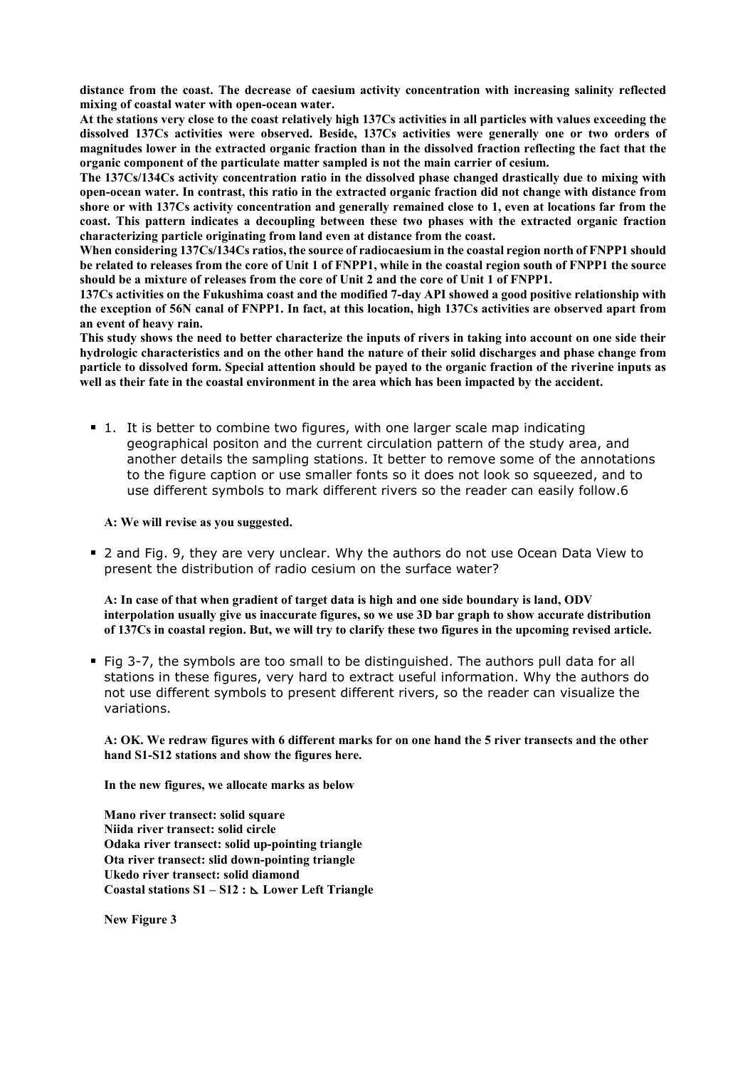**distance from the coast. The decrease of caesium activity concentration with increasing salinity reflected mixing of coastal water with open-ocean water.**

**At the stations very close to the coast relatively high 137Cs activities in all particles with values exceeding the dissolved 137Cs activities were observed. Beside, 137Cs activities were generally one or two orders of magnitudes lower in the extracted organic fraction than in the dissolved fraction reflecting the fact that the organic component of the particulate matter sampled is not the main carrier of cesium.**

**The 137Cs/134Cs activity concentration ratio in the dissolved phase changed drastically due to mixing with open-ocean water. In contrast, this ratio in the extracted organic fraction did not change with distance from shore or with 137Cs activity concentration and generally remained close to 1, even at locations far from the coast. This pattern indicates a decoupling between these two phases with the extracted organic fraction characterizing particle originating from land even at distance from the coast.**

**When considering 137Cs/134Cs ratios, the source of radiocaesium in the coastal region north of FNPP1 should be related to releases from the core of Unit 1 of FNPP1, while in the coastal region south of FNPP1 the source should be a mixture of releases from the core of Unit 2 and the core of Unit 1 of FNPP1.**

**137Cs activities on the Fukushima coast and the modified 7-day API showed a good positive relationship with the exception of 56N canal of FNPP1. In fact, at this location, high 137Cs activities are observed apart from an event of heavy rain.**

**This study shows the need to better characterize the inputs of rivers in taking into account on one side their hydrologic characteristics and on the other hand the nature of their solid discharges and phase change from particle to dissolved form. Special attention should be payed to the organic fraction of the riverine inputs as well as their fate in the coastal environment in the area which has been impacted by the accident.**

- 1. It is better to combine two figures, with one larger scale map indicating geographical positon and the current circulation pattern of the study area, and another details the sampling stations. It better to remove some of the annotations to the figure caption or use smaller fonts so it does not look so squeezed, and to use different symbols to mark different rivers so the reader can easily follow.6

  **A: We will revise as you suggested.**

- 2 and Fig. 9, they are very unclear. Why the authors do not use Ocean Data View to present the distribution of radio cesium on the surface water?

  **A: In case of that when gradient of target data is high and one side boundary is land, ODV interpolation usually give us inaccurate figures, so we use 3D bar graph to show accurate distribution of 137Cs in coastal region. But, we will try to clarify these two figures in the upcoming revised article.**

- Fig 3-7, the symbols are too small to be distinguished. The authors pull data for all stations in these figures, very hard to extract useful information. Why the authors do not use different symbols to present different rivers, so the reader can visualize the variations.

  **A: OK. We redraw figures with 6 different marks for on one hand the 5 river transects and the other hand S1-S12 stations and show the figures here.**

  **In the new figures, we allocate marks as below**

  **Mano river transect: solid square**
  **Niida river transect: solid circle**
  **Odaka river transect: solid up-pointing triangle**
  **Ota river transect: slid down-pointing triangle**
  **Ukedo river transect: solid diamond**
  **Coastal stations S1 – S12 : ◺ Lower Left Triangle**

  **New Figure 3**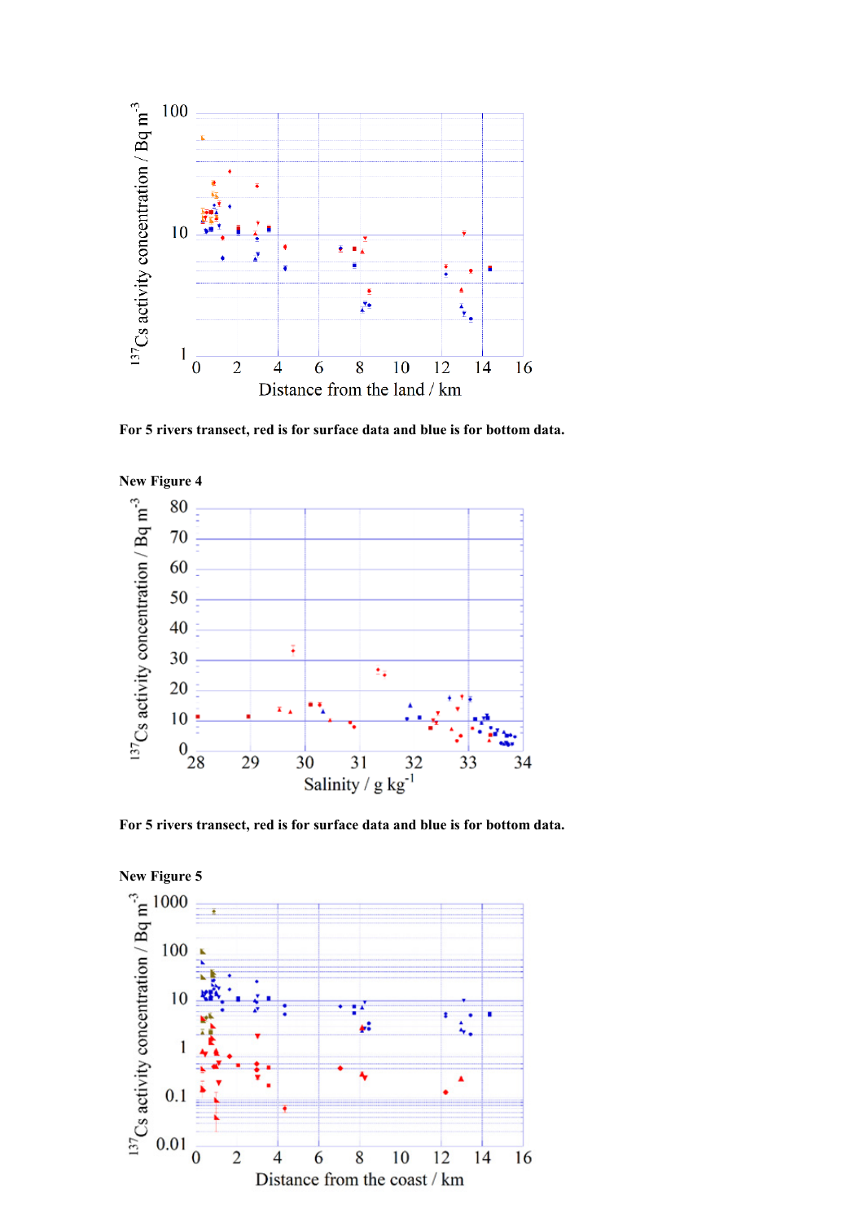$^{137}$Cs activity concentration / Bq m$^{-3}$

100

10

1

0 2 4 6 8 10 12 14 16

Distance from the land / km

**For 5 rivers transect, red is for surface data and blue is for bottom data.**

**New Figure 4**

$^{137}$Cs activity concentration / Bq m$^{-3}$

80

70

60

50

40

30

20

10

0

28 29 30 31 32 33 34

Salinity / g kg$^{-1}$

**For 5 rivers transect, red is for surface data and blue is for bottom data.**

**New Figure 5**

$^{137}$Cs activity concentration / Bq m$^{-3}$

1000

100

10

1

0.1

0.01

0 2 4 6 8 10 12 14 16

Distance from the coast / km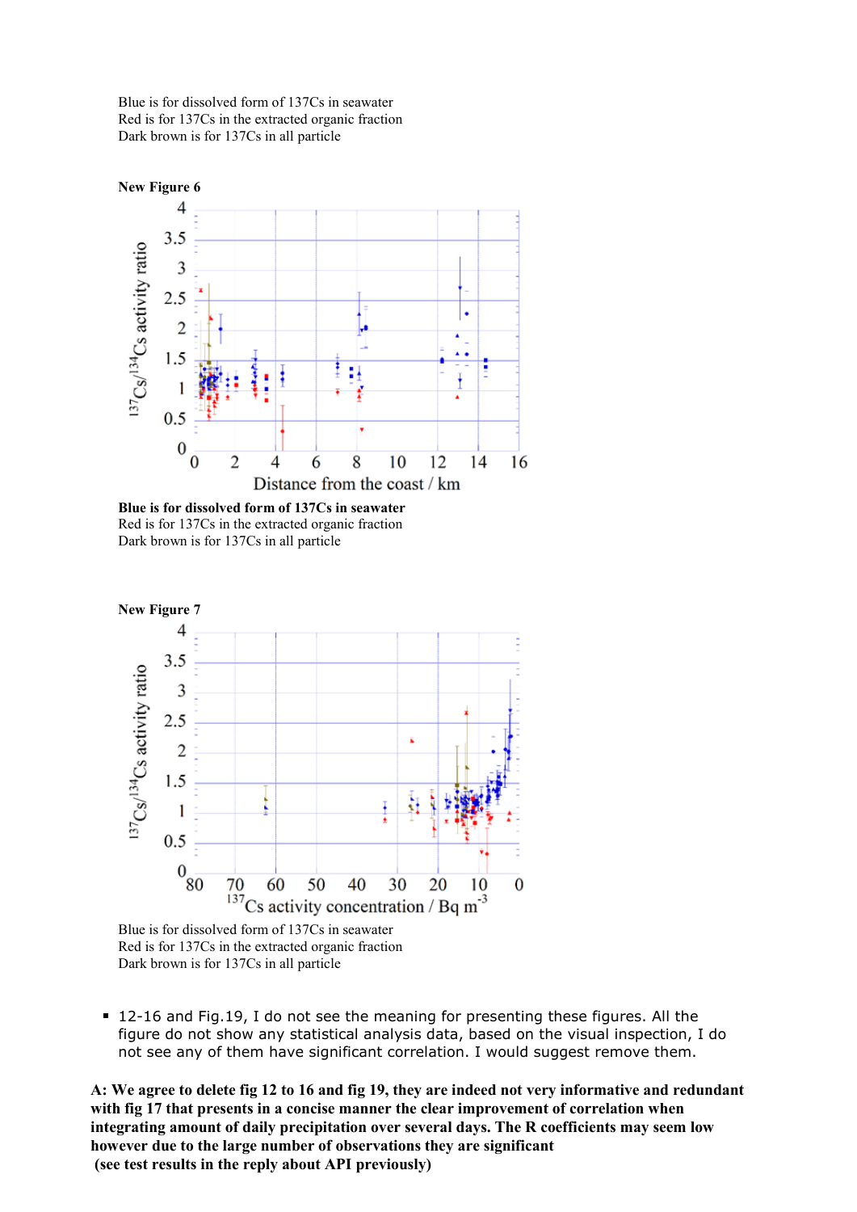Blue is for dissolved form of 137Cs in seawater
Red is for 137Cs in the extracted organic fraction
Dark brown is for 137Cs in all particle

**New Figure 6**

4
3.5
3
2.5
2
1.5
1
0.5
0
$^{137}Cs/^{134}Cs$ activity ratio
0 2 4 6 8 10 12 14 16
Distance from the coast / km

**Blue is for dissolved form of 137Cs in seawater**
Red is for 137Cs in the extracted organic fraction
Dark brown is for 137Cs in all particle

**New Figure 7**

4
3.5
3
2.5
2
1.5
1
0.5
0
$^{137}Cs/^{134}Cs$ activity ratio
80 70 60 50 40 30 20 10 0
$^{137}Cs$ activity concentration / Bq $m^{-3}$

Blue is for dissolved form of 137Cs in seawater
Red is for 137Cs in the extracted organic fraction
Dark brown is for 137Cs in all particle

- 12-16 and Fig.19, I do not see the meaning for presenting these figures. All the figure do not show any statistical analysis data, based on the visual inspection, I do not see any of them have significant correlation. I would suggest remove them.

**A: We agree to delete fig 12 to 16 and fig 19, they are indeed not very informative and redundant with fig 17 that presents in a concise manner the clear improvement of correlation when integrating amount of daily precipitation over several days. The R coefficients may seem low however due to the large number of observations they are significant (see test results in the reply about API previously)**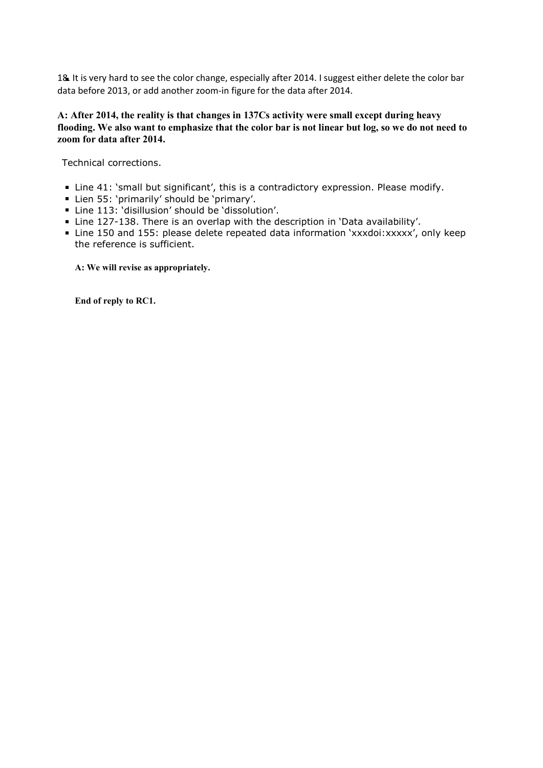18. It is very hard to see the color change, especially after 2014. I suggest either delete the color bar data before 2013, or add another zoom-in figure for the data after 2014.

**A: After 2014, the reality is that changes in 137Cs activity were small except during heavy flooding. We also want to emphasize that the color bar is not linear but log, so we do not need to zoom for data after 2014.**

Technical corrections.

- Line 41: 'small but significant', this is a contradictory expression. Please modify.
- Lien 55: 'primarily' should be 'primary'.
- Line 113: 'disillusion' should be 'dissolution'.
- Line 127-138. There is an overlap with the description in 'Data availability'.
- Line 150 and 155: please delete repeated data information 'xxxdoi:xxxxx', only keep the reference is sufficient.

**A: We will revise as appropriately.**

**End of reply to RC1.**